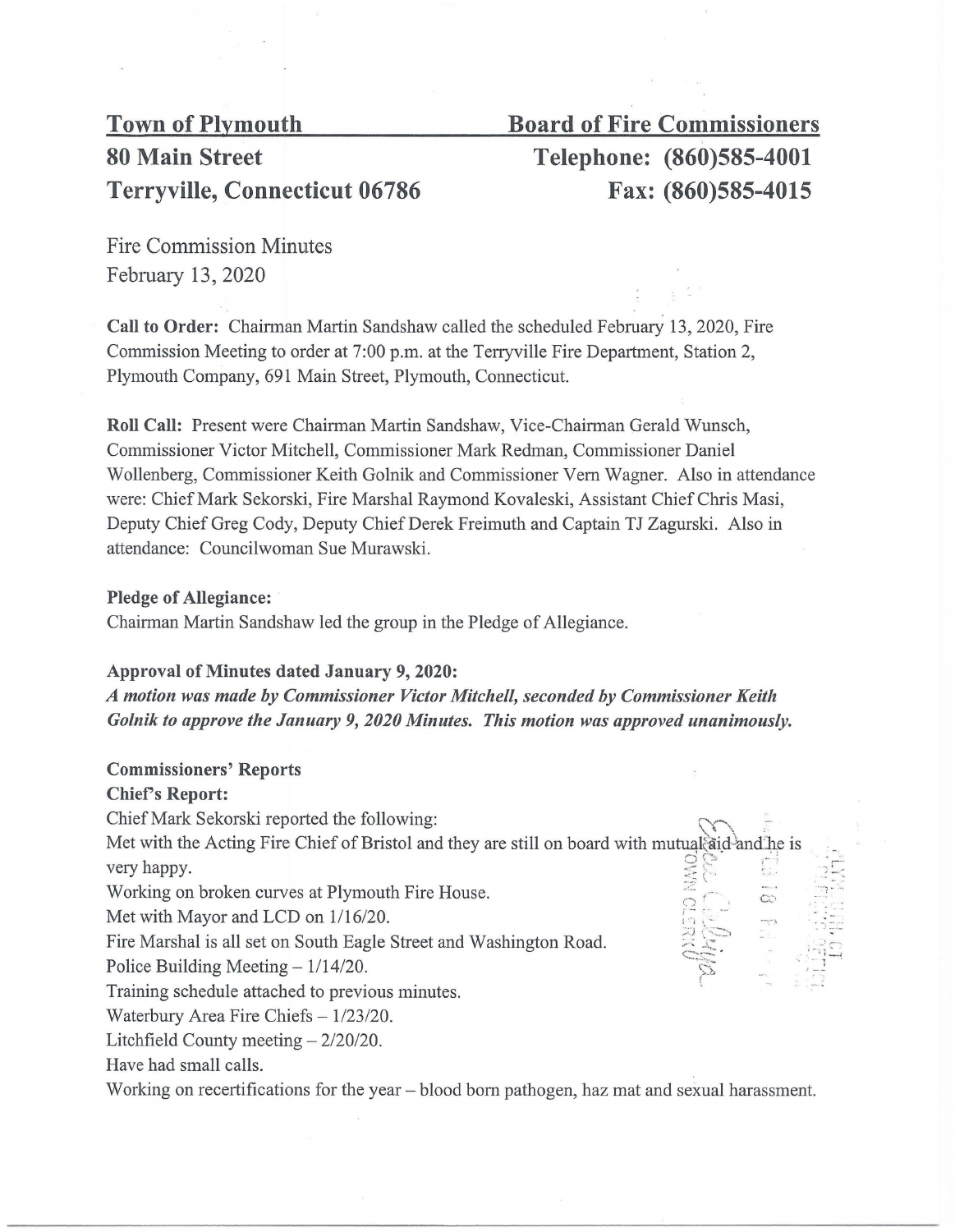**Town of Plymouth**
**80 Main Street**
**Terryville, Connecticut 06786**

**Board of Fire Commissioners**
**Telephone: (860)585-4001**
**Fax: (860)585-4015**

Fire Commission Minutes
February 13, 2020

**Call to Order:** Chairman Martin Sandshaw called the scheduled February 13, 2020, Fire Commission Meeting to order at 7:00 p.m. at the Terryville Fire Department, Station 2, Plymouth Company, 691 Main Street, Plymouth, Connecticut.

**Roll Call:** Present were Chairman Martin Sandshaw, Vice-Chairman Gerald Wunsch, Commissioner Victor Mitchell, Commissioner Mark Redman, Commissioner Daniel Wollenberg, Commissioner Keith Golnik and Commissioner Vern Wagner. Also in attendance were: Chief Mark Sekorski, Fire Marshal Raymond Kovaleski, Assistant Chief Chris Masi, Deputy Chief Greg Cody, Deputy Chief Derek Freimuth and Captain TJ Zagurski. Also in attendance: Councilwoman Sue Murawski.

**Pledge of Allegiance:**
Chairman Martin Sandshaw led the group in the Pledge of Allegiance.

**Approval of Minutes dated January 9, 2020:**
***A motion was made by Commissioner Victor Mitchell, seconded by Commissioner Keith Golnik to approve the January 9, 2020 Minutes. This motion was approved unanimously.***

**Commissioners' Reports**
**Chief's Report:**
Chief Mark Sekorski reported the following:
Met with the Acting Fire Chief of Bristol and they are still on board with mutual aid and he is very happy.
Working on broken curves at Plymouth Fire House.
Met with Mayor and LCD on 1/16/20.
Fire Marshal is all set on South Eagle Street and Washington Road.
Police Building Meeting – 1/14/20.
Training schedule attached to previous minutes.
Waterbury Area Fire Chiefs – 1/23/20.
Litchfield County meeting – 2/20/20.
Have had small calls.
Working on recertifications for the year – blood born pathogen, haz mat and sexual harassment.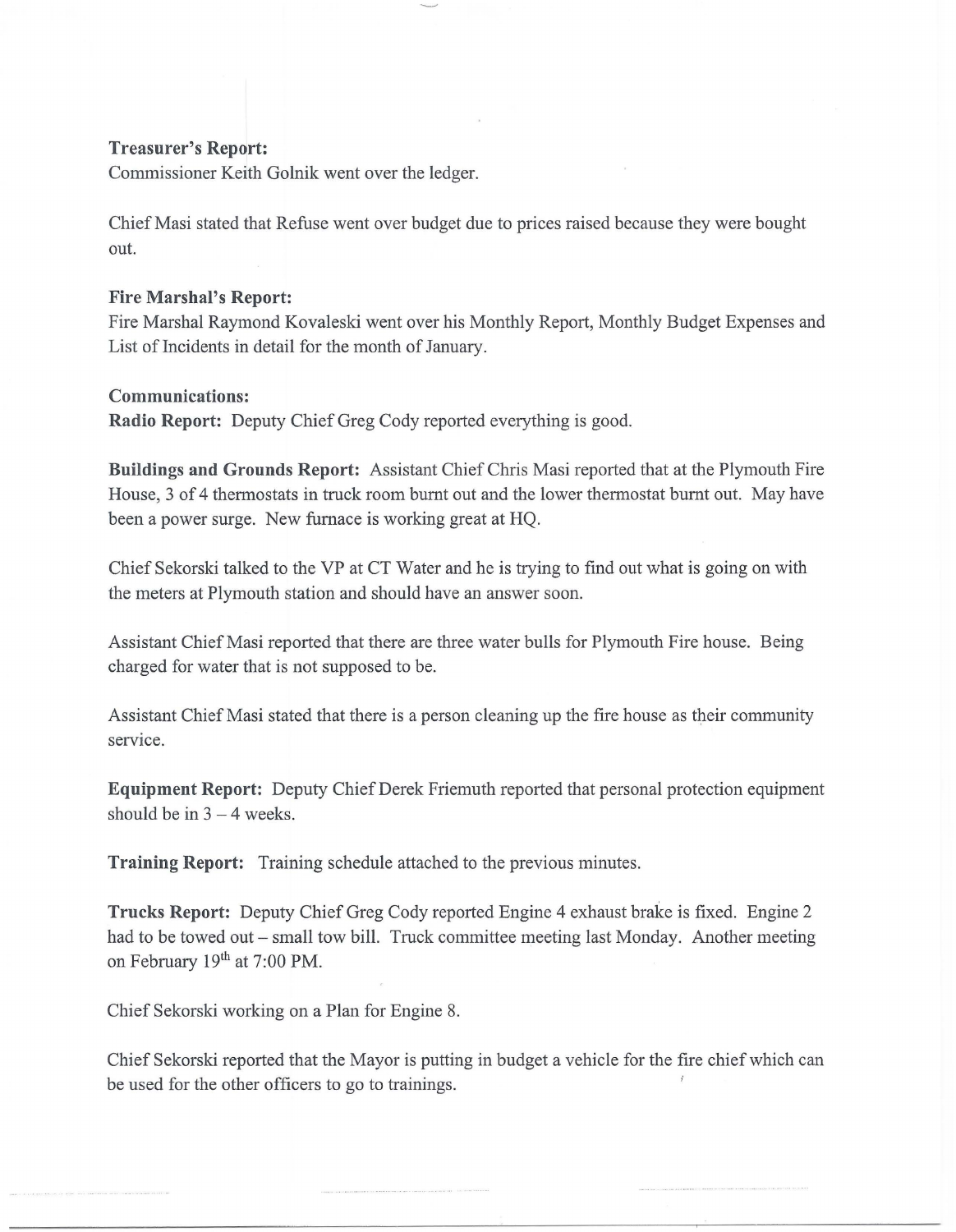**Treasurer's Report:**
Commissioner Keith Golnik went over the ledger.

Chief Masi stated that Refuse went over budget due to prices raised because they were bought out.

**Fire Marshal's Report:**
Fire Marshal Raymond Kovaleski went over his Monthly Report, Monthly Budget Expenses and List of Incidents in detail for the month of January.

**Communications:**
**Radio Report:** Deputy Chief Greg Cody reported everything is good.

**Buildings and Grounds Report:** Assistant Chief Chris Masi reported that at the Plymouth Fire House, 3 of 4 thermostats in truck room burnt out and the lower thermostat burnt out. May have been a power surge. New furnace is working great at HQ.

Chief Sekorski talked to the VP at CT Water and he is trying to find out what is going on with the meters at Plymouth station and should have an answer soon.

Assistant Chief Masi reported that there are three water bulls for Plymouth Fire house. Being charged for water that is not supposed to be.

Assistant Chief Masi stated that there is a person cleaning up the fire house as their community service.

**Equipment Report:** Deputy Chief Derek Friemuth reported that personal protection equipment should be in 3 – 4 weeks.

**Training Report:** Training schedule attached to the previous minutes.

**Trucks Report:** Deputy Chief Greg Cody reported Engine 4 exhaust brake is fixed. Engine 2 had to be towed out – small tow bill. Truck committee meeting last Monday. Another meeting on February 19th at 7:00 PM.

Chief Sekorski working on a Plan for Engine 8.

Chief Sekorski reported that the Mayor is putting in budget a vehicle for the fire chief which can be used for the other officers to go to trainings.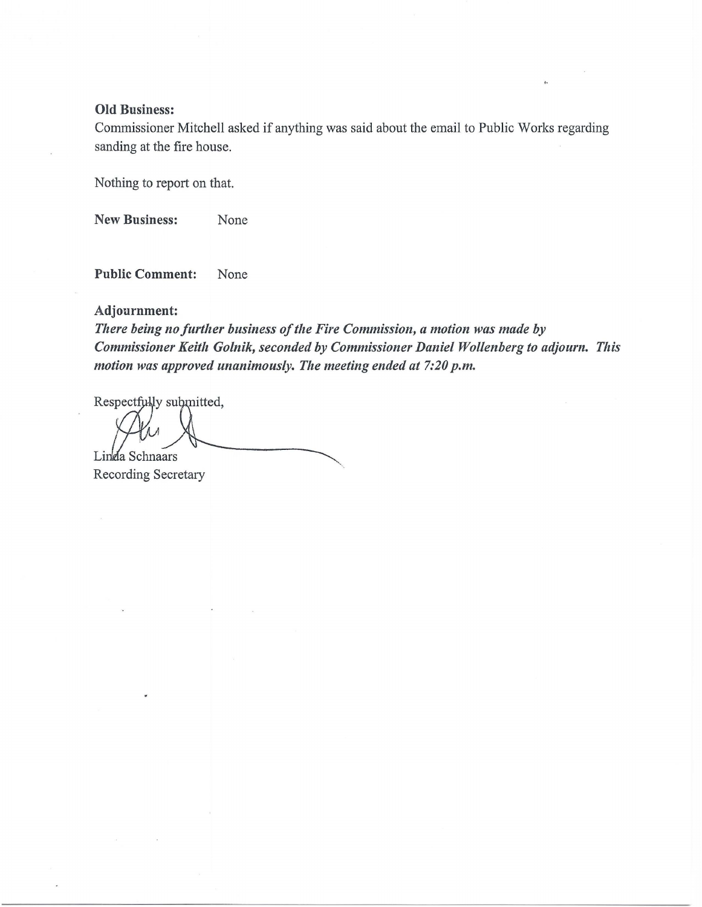**Old Business:**
Commissioner Mitchell asked if anything was said about the email to Public Works regarding sanding at the fire house.

Nothing to report on that.

**New Business:** None

**Public Comment:** None

**Adjournment:**
***There being no further business of the Fire Commission, a motion was made by Commissioner Keith Golnik, seconded by Commissioner Daniel Wollenberg to adjourn. This motion was approved unanimously. The meeting ended at 7:20 p.m.***

Respectfully submitted,

Linda Schnaars
Recording Secretary